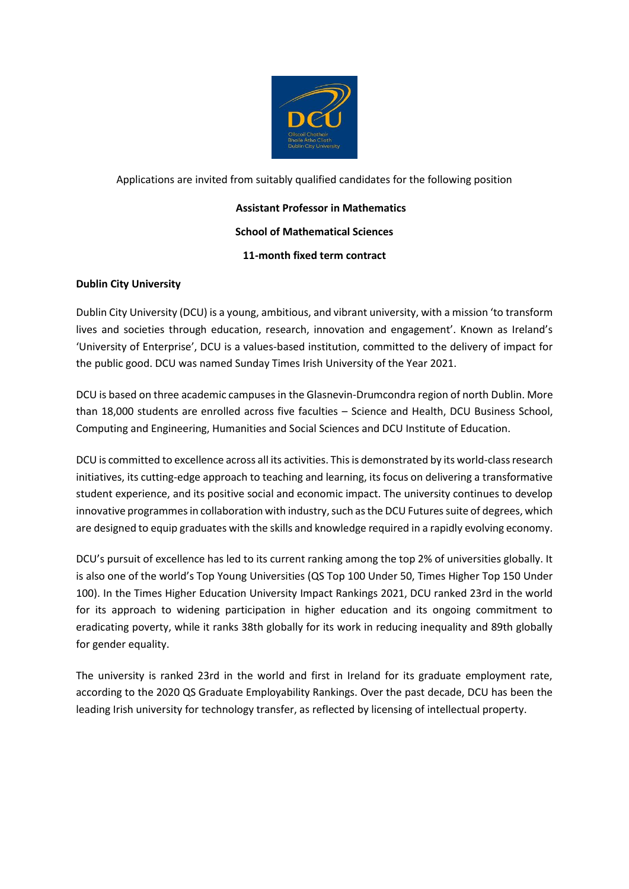Applications are invited from suitably qualified candidates for the following position

**Assistant Professor in Mathematics**

**School of Mathematical Sciences**

**11-month fixed term contract**

**Dublin City University**

Dublin City University (DCU) is a young, ambitious, and vibrant university, with a mission 'to transform lives and societies through education, research, innovation and engagement'. Known as Ireland's 'University of Enterprise', DCU is a values-based institution, committed to the delivery of impact for the public good. DCU was named Sunday Times Irish University of the Year 2021.

DCU is based on three academic campuses in the Glasnevin-Drumcondra region of north Dublin. More than 18,000 students are enrolled across five faculties – Science and Health, DCU Business School, Computing and Engineering, Humanities and Social Sciences and DCU Institute of Education.

DCU is committed to excellence across all its activities. This is demonstrated by its world-class research initiatives, its cutting-edge approach to teaching and learning, its focus on delivering a transformative student experience, and its positive social and economic impact. The university continues to develop innovative programmes in collaboration with industry, such as the DCU Futures suite of degrees, which are designed to equip graduates with the skills and knowledge required in a rapidly evolving economy.

DCU's pursuit of excellence has led to its current ranking among the top 2% of universities globally. It is also one of the world's Top Young Universities (QS Top 100 Under 50, Times Higher Top 150 Under 100). In the Times Higher Education University Impact Rankings 2021, DCU ranked 23rd in the world for its approach to widening participation in higher education and its ongoing commitment to eradicating poverty, while it ranks 38th globally for its work in reducing inequality and 89th globally for gender equality.

The university is ranked 23rd in the world and first in Ireland for its graduate employment rate, according to the 2020 QS Graduate Employability Rankings. Over the past decade, DCU has been the leading Irish university for technology transfer, as reflected by licensing of intellectual property.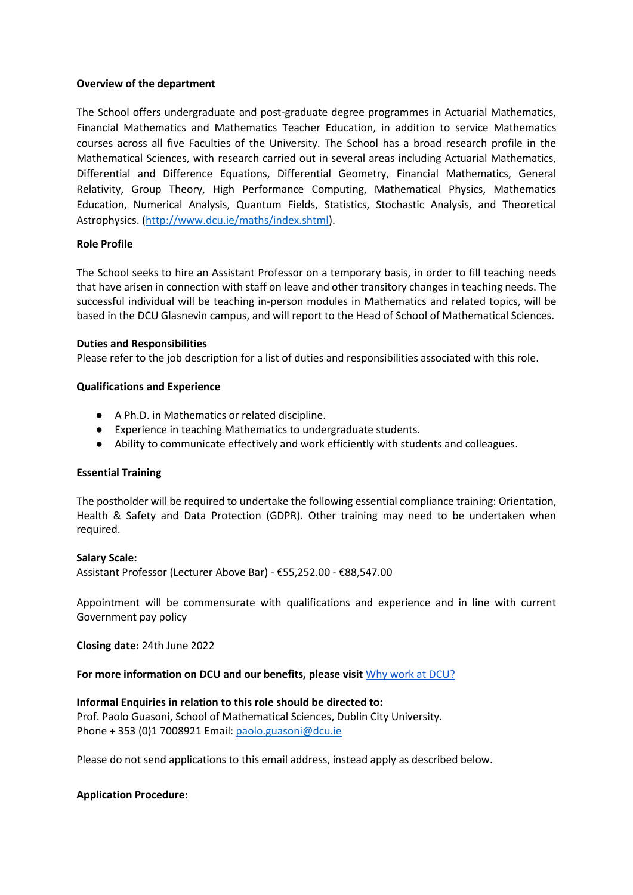**Overview of the department**

The School offers undergraduate and post-graduate degree programmes in Actuarial Mathematics, Financial Mathematics and Mathematics Teacher Education, in addition to service Mathematics courses across all five Faculties of the University. The School has a broad research profile in the Mathematical Sciences, with research carried out in several areas including Actuarial Mathematics, Differential and Difference Equations, Differential Geometry, Financial Mathematics, General Relativity, Group Theory, High Performance Computing, Mathematical Physics, Mathematics Education, Numerical Analysis, Quantum Fields, Statistics, Stochastic Analysis, and Theoretical Astrophysics. ([http://www.dcu.ie/maths/index.shtml](http://www.dcu.ie/maths/index.shtml)).

**Role Profile**

The School seeks to hire an Assistant Professor on a temporary basis, in order to fill teaching needs that have arisen in connection with staff on leave and other transitory changes in teaching needs. The successful individual will be teaching in-person modules in Mathematics and related topics, will be based in the DCU Glasnevin campus, and will report to the Head of School of Mathematical Sciences.

**Duties and Responsibilities**

Please refer to the job description for a list of duties and responsibilities associated with this role.

**Qualifications and Experience**

- A Ph.D. in Mathematics or related discipline.
- Experience in teaching Mathematics to undergraduate students.
- Ability to communicate effectively and work efficiently with students and colleagues.

**Essential Training**

The postholder will be required to undertake the following essential compliance training: Orientation, Health & Safety and Data Protection (GDPR). Other training may need to be undertaken when required.

**Salary Scale:**

Assistant Professor (Lecturer Above Bar) - €55,252.00 - €88,547.00

Appointment will be commensurate with qualifications and experience and in line with current Government pay policy

**Closing date:** 24th June 2022

**For more information on DCU and our benefits, please visit** Why work at DCU?

**Informal Enquiries in relation to this role should be directed to:**

Prof. Paolo Guasoni, School of Mathematical Sciences, Dublin City University.
Phone + 353 (0)1 7008921 Email: paolo.guasoni@dcu.ie

Please do not send applications to this email address, instead apply as described below.

**Application Procedure:**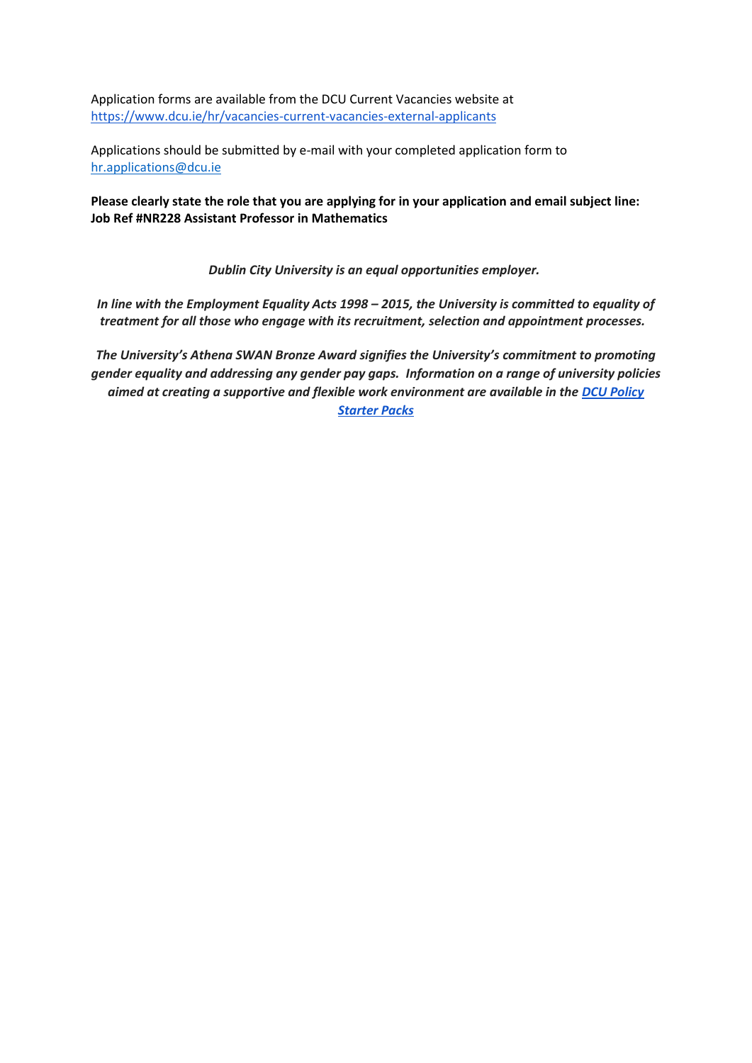Application forms are available from the DCU Current Vacancies website at
[https://www.dcu.ie/hr/vacancies-current-vacancies-external-applicants](https://www.dcu.ie/hr/vacancies-current-vacancies-external-applicants)

Applications should be submitted by e-mail with your completed application form to
[hr.applications@dcu.ie](mailto:hr.applications@dcu.ie)

**Please clearly state the role that you are applying for in your application and email subject line: Job Ref #NR228 Assistant Professor in Mathematics**

***Dublin City University is an equal opportunities employer.***

***In line with the Employment Equality Acts 1998 – 2015, the University is committed to equality of treatment for all those who engage with its recruitment, selection and appointment processes.***

***The University's Athena SWAN Bronze Award signifies the University's commitment to promoting gender equality and addressing any gender pay gaps. Information on a range of university policies aimed at creating a supportive and flexible work environment are available in the [DCU Policy Starter Packs](#)***